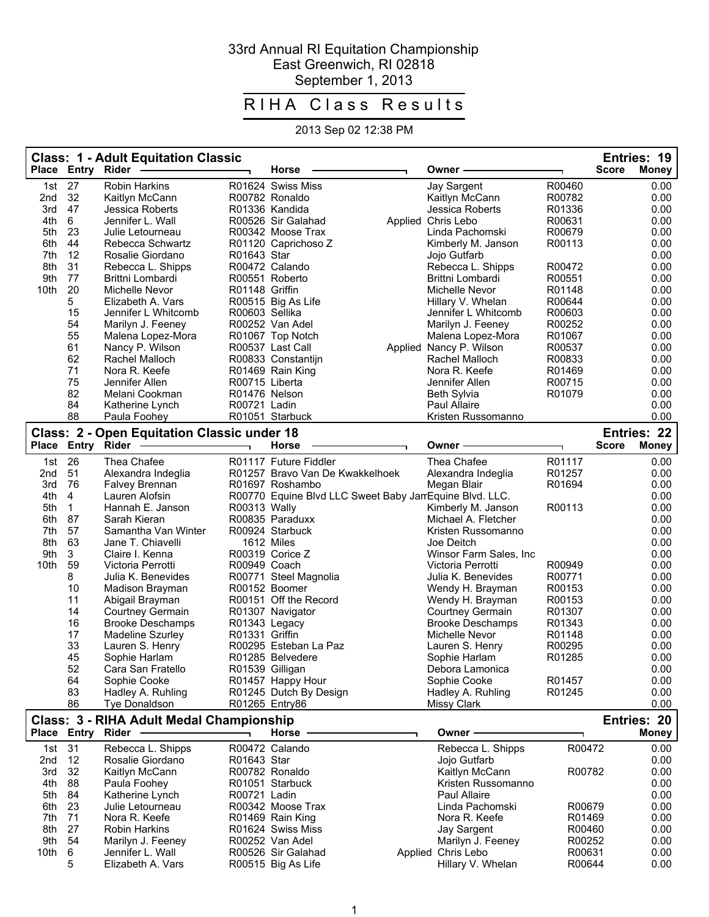# 33rd Annual RI Equitation Championship

East Greenwich, RI 02818

September 1, 2013

## RIHA Class Results

2013 Sep 02 12:38 PM

### Class: 1 - Adult Equitation Classic

Entries: 19

| Place | Entry | Rider | | Horse | | Owner | | Score | Money |
|---|---|---|---|---|---|---|---|---|---|
| 1st | 27 | Robin Harkins | R01624 | Swiss Miss | | Jay Sargent | R00460 | | 0.00 |
| 2nd | 32 | Kaitlyn McCann | R00782 | Ronaldo | | Kaitlyn McCann | R00782 | | 0.00 |
| 3rd | 47 | Jessica Roberts | R01336 | Kandida | | Jessica Roberts | R01336 | | 0.00 |
| 4th | 6 | Jennifer L. Wall | R00526 | Sir Galahad | Applied | Chris Lebo | R00631 | | 0.00 |
| 5th | 23 | Julie Letourneau | R00342 | Moose Trax | | Linda Pachomski | R00679 | | 0.00 |
| 6th | 44 | Rebecca Schwartz | R01120 | Caprichoso Z | | Kimberly M. Janson | R00113 | | 0.00 |
| 7th | 12 | Rosalie Giordano | R01643 | Star | | Jojo Gutfarb | | | 0.00 |
| 8th | 31 | Rebecca L. Shipps | R00472 | Calando | | Rebecca L. Shipps | R00472 | | 0.00 |
| 9th | 77 | Brittni Lombardi | R00551 | Roberto | | Brittni Lombardi | R00551 | | 0.00 |
| 10th | 20 | Michelle Nevor | R01148 | Griffin | | Michelle Nevor | R01148 | | 0.00 |
| | 5 | Elizabeth A. Vars | R00515 | Big As Life | | Hillary V. Whelan | R00644 | | 0.00 |
| | 15 | Jennifer L Whitcomb | R00603 | Sellika | | Jennifer L Whitcomb | R00603 | | 0.00 |
| | 54 | Marilyn J. Feeney | R00252 | Van Adel | | Marilyn J. Feeney | R00252 | | 0.00 |
| | 55 | Malena Lopez-Mora | R01067 | Top Notch | | Malena Lopez-Mora | R01067 | | 0.00 |
| | 61 | Nancy P. Wilson | R00537 | Last Call | Applied | Nancy P. Wilson | R00537 | | 0.00 |
| | 62 | Rachel Malloch | R00833 | Constantijn | | Rachel Malloch | R00833 | | 0.00 |
| | 71 | Nora R. Keefe | R01469 | Rain King | | Nora R. Keefe | R01469 | | 0.00 |
| | 75 | Jennifer Allen | R00715 | Liberta | | Jennifer Allen | R00715 | | 0.00 |
| | 82 | Melani Cookman | R01476 | Nelson | | Beth Sylvia | R01079 | | 0.00 |
| | 84 | Katherine Lynch | R00721 | Ladin | | Paul Allaire | | | 0.00 |
| | 88 | Paula Foohey | R01051 | Starbuck | | Kristen Russomanno | | | 0.00 |

### Class: 2 - Open Equitation Classic under 18

Entries: 22

| Place | Entry | Rider | | Horse | | Owner | | Score | Money |
|---|---|---|---|---|---|---|---|---|---|
| 1st | 26 | Thea Chafee | R01117 | Future Fiddler | | Thea Chafee | R01117 | | 0.00 |
| 2nd | 51 | Alexandra Indeglia | R01257 | Bravo Van De Kwakkelhoek | | Alexandra Indeglia | R01257 | | 0.00 |
| 3rd | 76 | Falvey Brennan | R01697 | Roshambo | | Megan Blair | R01694 | | 0.00 |
| 4th | 4 | Lauren Alofsin | R00770 | Equine Blvd LLC Sweet Baby Jam | | Equine Blvd. LLC. | | | 0.00 |
| 5th | 1 | Hannah E. Janson | R00313 | Wally | | Kimberly M. Janson | R00113 | | 0.00 |
| 6th | 87 | Sarah Kieran | R00835 | Paraduxx | | Michael A. Fletcher | | | 0.00 |
| 7th | 57 | Samantha Van Winter | R00924 | Starbuck | | Kristen Russomanno | | | 0.00 |
| 8th | 63 | Jane T. Chiavelli | 1612 | Miles | | Joe Deitch | | | 0.00 |
| 9th | 3 | Claire I. Kenna | R00319 | Corice Z | | Winsor Farm Sales, Inc | | | 0.00 |
| 10th | 59 | Victoria Perrotti | R00949 | Coach | | Victoria Perrotti | R00949 | | 0.00 |
| | 8 | Julia K. Benevides | R00771 | Steel Magnolia | | Julia K. Benevides | R00771 | | 0.00 |
| | 10 | Madison Brayman | R00152 | Boomer | | Wendy H. Brayman | R00153 | | 0.00 |
| | 11 | Abigail Brayman | R00151 | Off the Record | | Wendy H. Brayman | R00153 | | 0.00 |
| | 14 | Courtney Germain | R01307 | Navigator | | Courtney Germain | R01307 | | 0.00 |
| | 16 | Brooke Deschamps | R01343 | Legacy | | Brooke Deschamps | R01343 | | 0.00 |
| | 17 | Madeline Szurley | R01331 | Griffin | | Michelle Nevor | R01148 | | 0.00 |
| | 33 | Lauren S. Henry | R00295 | Esteban La Paz | | Lauren S. Henry | R00295 | | 0.00 |
| | 45 | Sophie Harlam | R01285 | Belvedere | | Sophie Harlam | R01285 | | 0.00 |
| | 52 | Cara San Fratello | R01539 | Gilligan | | Debora Lamonica | | | 0.00 |
| | 64 | Sophie Cooke | R01457 | Happy Hour | | Sophie Cooke | R01457 | | 0.00 |
| | 83 | Hadley A. Ruhling | R01245 | Dutch By Design | | Hadley A. Ruhling | R01245 | | 0.00 |
| | 86 | Tye Donaldson | R01265 | Entry86 | | Missy Clark | | | 0.00 |

### Class: 3 - RIHA Adult Medal Championship

Entries: 20

| Place | Entry | Rider | | Horse | | Owner | | Money |
|---|---|---|---|---|---|---|---|---|
| 1st | 31 | Rebecca L. Shipps | R00472 | Calando | | Rebecca L. Shipps | R00472 | 0.00 |
| 2nd | 12 | Rosalie Giordano | R01643 | Star | | Jojo Gutfarb | | 0.00 |
| 3rd | 32 | Kaitlyn McCann | R00782 | Ronaldo | | Kaitlyn McCann | R00782 | 0.00 |
| 4th | 88 | Paula Foohey | R01051 | Starbuck | | Kristen Russomanno | | 0.00 |
| 5th | 84 | Katherine Lynch | R00721 | Ladin | | Paul Allaire | | 0.00 |
| 6th | 23 | Julie Letourneau | R00342 | Moose Trax | | Linda Pachomski | R00679 | 0.00 |
| 7th | 71 | Nora R. Keefe | R01469 | Rain King | | Nora R. Keefe | R01469 | 0.00 |
| 8th | 27 | Robin Harkins | R01624 | Swiss Miss | | Jay Sargent | R00460 | 0.00 |
| 9th | 54 | Marilyn J. Feeney | R00252 | Van Adel | | Marilyn J. Feeney | R00252 | 0.00 |
| 10th | 6 | Jennifer L. Wall | R00526 | Sir Galahad | Applied | Chris Lebo | R00631 | 0.00 |
| | 5 | Elizabeth A. Vars | R00515 | Big As Life | | Hillary V. Whelan | R00644 | 0.00 |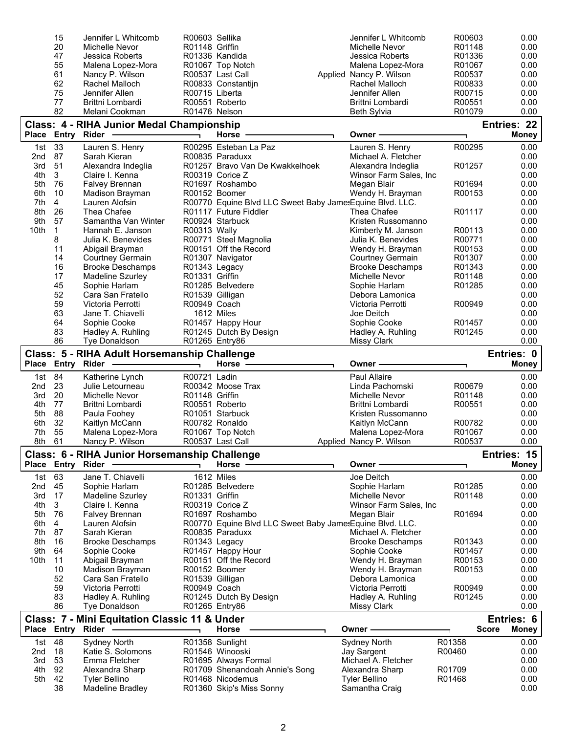| Place | Entry | Rider | | Horse | | Owner | | Money |
|---|---|---|---|---|---|---|---|---|
| | 15 | Jennifer L Whitcomb | R00603 | Sellika | | Jennifer L Whitcomb | R00603 | 0.00 |
| | 20 | Michelle Nevor | R01148 | Griffin | | Michelle Nevor | R01148 | 0.00 |
| | 47 | Jessica Roberts | R01336 | Kandida | | Jessica Roberts | R01336 | 0.00 |
| | 55 | Malena Lopez-Mora | R01067 | Top Notch | | Malena Lopez-Mora | R01067 | 0.00 |
| | 61 | Nancy P. Wilson | R00537 | Last Call | Applied | Nancy P. Wilson | R00537 | 0.00 |
| | 62 | Rachel Malloch | R00833 | Constantijn | | Rachel Malloch | R00833 | 0.00 |
| | 75 | Jennifer Allen | R00715 | Liberta | | Jennifer Allen | R00715 | 0.00 |
| | 77 | Brittni Lombardi | R00551 | Roberto | | Brittni Lombardi | R00551 | 0.00 |
| | 82 | Melani Cookman | R01476 | Nelson | | Beth Sylvia | R01079 | 0.00 |

## Class: 4 - RIHA Junior Medal Championship

Entries: 22

| Place | Entry | Rider | | Horse | Owner | | Money |
|---|---|---|---|---|---|---|---|
| 1st | 33 | Lauren S. Henry | R00295 | Esteban La Paz | Lauren S. Henry | R00295 | 0.00 |
| 2nd | 87 | Sarah Kieran | R00835 | Paraduxx | Michael A. Fletcher | | 0.00 |
| 3rd | 51 | Alexandra Indeglia | R01257 | Bravo Van De Kwakkelhoek | Alexandra Indeglia | R01257 | 0.00 |
| 4th | 3 | Claire I. Kenna | R00319 | Corice Z | Winsor Farm Sales, Inc | | 0.00 |
| 5th | 76 | Falvey Brennan | R01697 | Roshambo | Megan Blair | R01694 | 0.00 |
| 6th | 10 | Madison Brayman | R00152 | Boomer | Wendy H. Brayman | R00153 | 0.00 |
| 7th | 4 | Lauren Alofsin | R00770 | Equine Blvd LLC Sweet Baby James | Equine Blvd. LLC. | | 0.00 |
| 8th | 26 | Thea Chafee | R01117 | Future Fiddler | Thea Chafee | R01117 | 0.00 |
| 9th | 57 | Samantha Van Winter | R00924 | Starbuck | Kristen Russomanno | | 0.00 |
| 10th | 1 | Hannah E. Janson | R00313 | Wally | Kimberly M. Janson | R00113 | 0.00 |
| | 8 | Julia K. Benevides | R00771 | Steel Magnolia | Julia K. Benevides | R00771 | 0.00 |
| | 11 | Abigail Brayman | R00151 | Off the Record | Wendy H. Brayman | R00153 | 0.00 |
| | 14 | Courtney Germain | R01307 | Navigator | Courtney Germain | R01307 | 0.00 |
| | 16 | Brooke Deschamps | R01343 | Legacy | Brooke Deschamps | R01343 | 0.00 |
| | 17 | Madeline Szurley | R01331 | Griffin | Michelle Nevor | R01148 | 0.00 |
| | 45 | Sophie Harlam | R01285 | Belvedere | Sophie Harlam | R01285 | 0.00 |
| | 52 | Cara San Fratello | R01539 | Gilligan | Debora Lamonica | | 0.00 |
| | 59 | Victoria Perrotti | R00949 | Coach | Victoria Perrotti | R00949 | 0.00 |
| | 63 | Jane T. Chiavelli | 1612 | Miles | Joe Deitch | | 0.00 |
| | 64 | Sophie Cooke | R01457 | Happy Hour | Sophie Cooke | R01457 | 0.00 |
| | 83 | Hadley A. Ruhling | R01245 | Dutch By Design | Hadley A. Ruhling | R01245 | 0.00 |
| | 86 | Tye Donaldson | R01265 | Entry86 | Missy Clark | | 0.00 |

## Class: 5 - RIHA Adult Horsemanship Challenge

Entries: 0

| Place | Entry | Rider | | Horse | Owner | | Money |
|---|---|---|---|---|---|---|---|
| 1st | 84 | Katherine Lynch | R00721 | Ladin | Paul Allaire | | 0.00 |
| 2nd | 23 | Julie Letourneau | R00342 | Moose Trax | Linda Pachomski | R00679 | 0.00 |
| 3rd | 20 | Michelle Nevor | R01148 | Griffin | Michelle Nevor | R01148 | 0.00 |
| 4th | 77 | Brittni Lombardi | R00551 | Roberto | Brittni Lombardi | R00551 | 0.00 |
| 5th | 88 | Paula Foohey | R01051 | Starbuck | Kristen Russomanno | | 0.00 |
| 6th | 32 | Kaitlyn McCann | R00782 | Ronaldo | Kaitlyn McCann | R00782 | 0.00 |
| 7th | 55 | Malena Lopez-Mora | R01067 | Top Notch | Malena Lopez-Mora | R01067 | 0.00 |
| 8th | 61 | Nancy P. Wilson | R00537 | Last Call Applied | Nancy P. Wilson | R00537 | 0.00 |

## Class: 6 - RIHA Junior Horsemanship Challenge

Entries: 15

| Place | Entry | Rider | | Horse | Owner | | Money |
|---|---|---|---|---|---|---|---|
| 1st | 63 | Jane T. Chiavelli | 1612 | Miles | Joe Deitch | | 0.00 |
| 2nd | 45 | Sophie Harlam | R01285 | Belvedere | Sophie Harlam | R01285 | 0.00 |
| 3rd | 17 | Madeline Szurley | R01331 | Griffin | Michelle Nevor | R01148 | 0.00 |
| 4th | 3 | Claire I. Kenna | R00319 | Corice Z | Winsor Farm Sales, Inc | | 0.00 |
| 5th | 76 | Falvey Brennan | R01697 | Roshambo | Megan Blair | R01694 | 0.00 |
| 6th | 4 | Lauren Alofsin | R00770 | Equine Blvd LLC Sweet Baby James | Equine Blvd. LLC. | | 0.00 |
| 7th | 87 | Sarah Kieran | R00835 | Paraduxx | Michael A. Fletcher | | 0.00 |
| 8th | 16 | Brooke Deschamps | R01343 | Legacy | Brooke Deschamps | R01343 | 0.00 |
| 9th | 64 | Sophie Cooke | R01457 | Happy Hour | Sophie Cooke | R01457 | 0.00 |
| 10th | 11 | Abigail Brayman | R00151 | Off the Record | Wendy H. Brayman | R00153 | 0.00 |
| | 10 | Madison Brayman | R00152 | Boomer | Wendy H. Brayman | R00153 | 0.00 |
| | 52 | Cara San Fratello | R01539 | Gilligan | Debora Lamonica | | 0.00 |
| | 59 | Victoria Perrotti | R00949 | Coach | Victoria Perrotti | R00949 | 0.00 |
| | 83 | Hadley A. Ruhling | R01245 | Dutch By Design | Hadley A. Ruhling | R01245 | 0.00 |
| | 86 | Tye Donaldson | R01265 | Entry86 | Missy Clark | | 0.00 |

## Class: 7 - Mini Equitation Classic 11 & Under

Entries: 6

| Place | Entry | Rider | | Horse | Owner | | Score | Money |
|---|---|---|---|---|---|---|---|---|
| 1st | 48 | Sydney North | R01358 | Sunlight | Sydney North | R01358 | | 0.00 |
| 2nd | 18 | Katie S. Solomons | R01546 | Winooski | Jay Sargent | R00460 | | 0.00 |
| 3rd | 53 | Emma Fletcher | R01695 | Always Formal | Michael A. Fletcher | | | 0.00 |
| 4th | 92 | Alexandra Sharp | R01709 | Shenandoah Annie's Song | Alexandra Sharp | R01709 | | 0.00 |
| 5th | 42 | Tyler Bellino | R01468 | Nicodemus | Tyler Bellino | R01468 | | 0.00 |
| | 38 | Madeline Bradley | R01360 | Skip's Miss Sonny | Samantha Craig | | | 0.00 |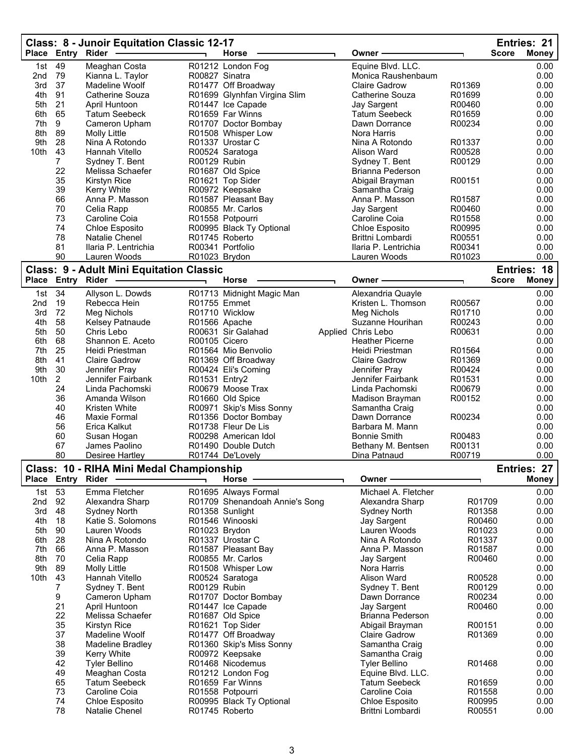## Class: 8 - Junoir Equitation Classic 12-17

Entries: 21

| Place | Entry | Rider | Horse | | Owner | | Score | Money |
|---|---|---|---|---|---|---|---|---|
| 1st | 49 | Meaghan Costa | R01212 London Fog | | Equine Blvd. LLC. | | | 0.00 |
| 2nd | 79 | Kianna L. Taylor | R00827 Sinatra | | Monica Raushenbaum | | | 0.00 |
| 3rd | 37 | Madeline Woolf | R01477 Off Broadway | | Claire Gadrow | R01369 | | 0.00 |
| 4th | 91 | Catherine Souza | R01699 Glynhfan Virgina Slim | | Catherine Souza | R01699 | | 0.00 |
| 5th | 21 | April Huntoon | R01447 Ice Capade | | Jay Sargent | R00460 | | 0.00 |
| 6th | 65 | Tatum Seebeck | R01659 Far Winns | | Tatum Seebeck | R01659 | | 0.00 |
| 7th | 9 | Cameron Upham | R01707 Doctor Bombay | | Dawn Dorrance | R00234 | | 0.00 |
| 8th | 89 | Molly Little | R01508 Whisper Low | | Nora Harris | | | 0.00 |
| 9th | 28 | Nina A Rotondo | R01337 Urostar C | | Nina A Rotondo | R01337 | | 0.00 |
| 10th | 43 | Hannah Vitello | R00524 Saratoga | | Alison Ward | R00528 | | 0.00 |
| | 7 | Sydney T. Bent | R00129 Rubin | | Sydney T. Bent | R00129 | | 0.00 |
| | 22 | Melissa Schaefer | R01687 Old Spice | | Brianna Pederson | | | 0.00 |
| | 35 | Kirstyn Rice | R01621 Top Sider | | Abigail Brayman | R00151 | | 0.00 |
| | 39 | Kerry White | R00972 Keepsake | | Samantha Craig | | | 0.00 |
| | 66 | Anna P. Masson | R01587 Pleasant Bay | | Anna P. Masson | R01587 | | 0.00 |
| | 70 | Celia Rapp | R00855 Mr. Carlos | | Jay Sargent | R00460 | | 0.00 |
| | 73 | Caroline Coia | R01558 Potpourri | | Caroline Coia | R01558 | | 0.00 |
| | 74 | Chloe Esposito | R00995 Black Ty Optional | | Chloe Esposito | R00995 | | 0.00 |
| | 78 | Natalie Chenel | R01745 Roberto | | Brittni Lombardi | R00551 | | 0.00 |
| | 81 | Ilaria P. Lentrichia | R00341 Portfolio | | Ilaria P. Lentrichia | R00341 | | 0.00 |
| | 90 | Lauren Woods | R01023 Brydon | | Lauren Woods | R01023 | | 0.00 |

## Class: 9 - Adult Mini Equitation Classic

Entries: 18

| Place | Entry | Rider | Horse | | Owner | | Score | Money |
|---|---|---|---|---|---|---|---|---|
| 1st | 34 | Allyson L. Dowds | R01713 Midnight Magic Man | | Alexandria Quayle | | | 0.00 |
| 2nd | 19 | Rebecca Hein | R01755 Emmet | | Kristen L. Thomson | R00567 | | 0.00 |
| 3rd | 72 | Meg Nichols | R01710 Wicklow | | Meg Nichols | R01710 | | 0.00 |
| 4th | 58 | Kelsey Patnaude | R01566 Apache | | Suzanne Hourihan | R00243 | | 0.00 |
| 5th | 50 | Chris Lebo | R00631 Sir Galahad | Applied | Chris Lebo | R00631 | | 0.00 |
| 6th | 68 | Shannon E. Aceto | R00105 Cicero | | Heather Picerne | | | 0.00 |
| 7th | 25 | Heidi Priestman | R01564 Mio Benvolio | | Heidi Priestman | R01564 | | 0.00 |
| 8th | 41 | Claire Gadrow | R01369 Off Broadway | | Claire Gadrow | R01369 | | 0.00 |
| 9th | 30 | Jennifer Pray | R00424 Eli's Coming | | Jennifer Pray | R00424 | | 0.00 |
| 10th | 2 | Jennifer Fairbank | R01531 Entry2 | | Jennifer Fairbank | R01531 | | 0.00 |
| | 24 | Linda Pachomski | R00679 Moose Trax | | Linda Pachomski | R00679 | | 0.00 |
| | 36 | Amanda Wilson | R01660 Old Spice | | Madison Brayman | R00152 | | 0.00 |
| | 40 | Kristen White | R00971 Skip's Miss Sonny | | Samantha Craig | | | 0.00 |
| | 46 | Maxie Formal | R01356 Doctor Bombay | | Dawn Dorrance | R00234 | | 0.00 |
| | 56 | Erica Kalkut | R01738 Fleur De Lis | | Barbara M. Mann | | | 0.00 |
| | 60 | Susan Hogan | R00298 American Idol | | Bonnie Smith | R00483 | | 0.00 |
| | 67 | James Paolino | R01490 Double Dutch | | Bethany M. Bentsen | R00131 | | 0.00 |
| | 80 | Desiree Hartley | R01744 De'Lovely | | Dina Patnaud | R00719 | | 0.00 |

## Class: 10 - RIHA Mini Medal Championship

Entries: 27

| Place | Entry | Rider | Horse | Owner | | Money |
|---|---|---|---|---|---|---|
| 1st | 53 | Emma Fletcher | R01695 Always Formal | Michael A. Fletcher | | 0.00 |
| 2nd | 92 | Alexandra Sharp | R01709 Shenandoah Annie's Song | Alexandra Sharp | R01709 | 0.00 |
| 3rd | 48 | Sydney North | R01358 Sunlight | Sydney North | R01358 | 0.00 |
| 4th | 18 | Katie S. Solomons | R01546 Winooski | Jay Sargent | R00460 | 0.00 |
| 5th | 90 | Lauren Woods | R01023 Brydon | Lauren Woods | R01023 | 0.00 |
| 6th | 28 | Nina A Rotondo | R01337 Urostar C | Nina A Rotondo | R01337 | 0.00 |
| 7th | 66 | Anna P. Masson | R01587 Pleasant Bay | Anna P. Masson | R01587 | 0.00 |
| 8th | 70 | Celia Rapp | R00855 Mr. Carlos | Jay Sargent | R00460 | 0.00 |
| 9th | 89 | Molly Little | R01508 Whisper Low | Nora Harris | | 0.00 |
| 10th | 43 | Hannah Vitello | R00524 Saratoga | Alison Ward | R00528 | 0.00 |
| | 7 | Sydney T. Bent | R00129 Rubin | Sydney T. Bent | R00129 | 0.00 |
| | 9 | Cameron Upham | R01707 Doctor Bombay | Dawn Dorrance | R00234 | 0.00 |
| | 21 | April Huntoon | R01447 Ice Capade | Jay Sargent | R00460 | 0.00 |
| | 22 | Melissa Schaefer | R01687 Old Spice | Brianna Pederson | | 0.00 |
| | 35 | Kirstyn Rice | R01621 Top Sider | Abigail Brayman | R00151 | 0.00 |
| | 37 | Madeline Woolf | R01477 Off Broadway | Claire Gadrow | R01369 | 0.00 |
| | 38 | Madeline Bradley | R01360 Skip's Miss Sonny | Samantha Craig | | 0.00 |
| | 39 | Kerry White | R00972 Keepsake | Samantha Craig | | 0.00 |
| | 42 | Tyler Bellino | R01468 Nicodemus | Tyler Bellino | R01468 | 0.00 |
| | 49 | Meaghan Costa | R01212 London Fog | Equine Blvd. LLC. | | 0.00 |
| | 65 | Tatum Seebeck | R01659 Far Winns | Tatum Seebeck | R01659 | 0.00 |
| | 73 | Caroline Coia | R01558 Potpourri | Caroline Coia | R01558 | 0.00 |
| | 74 | Chloe Esposito | R00995 Black Ty Optional | Chloe Esposito | R00995 | 0.00 |
| | 78 | Natalie Chenel | R01745 Roberto | Brittni Lombardi | R00551 | 0.00 |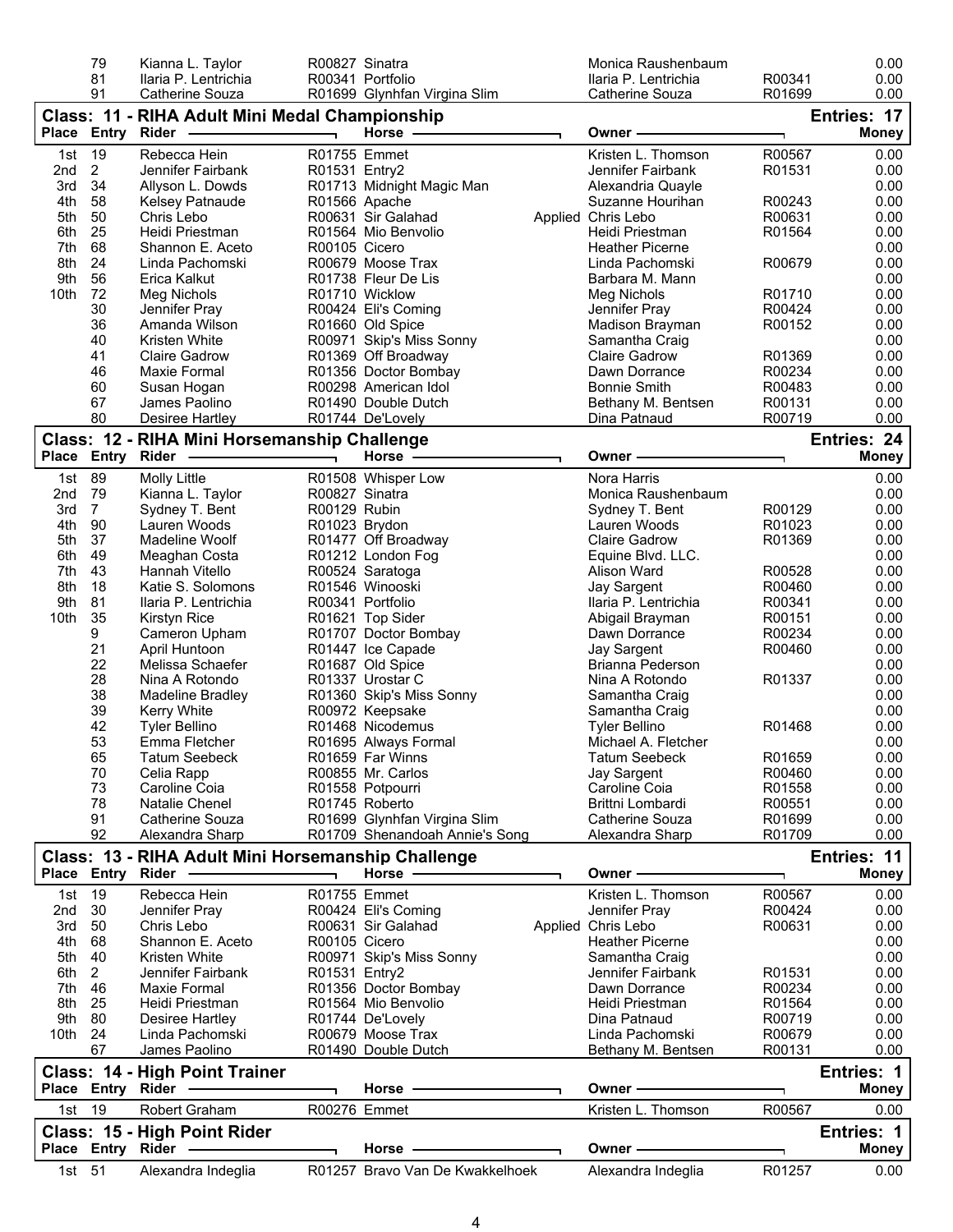| Place | Entry | Rider | | Horse | | Owner | | Money |
|---|---|---|---|---|---|---|---|---|
| | 79 | Kianna L. Taylor | R00827 | Sinatra | | Monica Raushenbaum | | 0.00 |
| | 81 | Ilaria P. Lentrichia | R00341 | Portfolio | | Ilaria P. Lentrichia | R00341 | 0.00 |
| | 91 | Catherine Souza | R01699 | Glynhfan Virgina Slim | | Catherine Souza | R01699 | 0.00 |

## Class: 11 - RIHA Adult Mini Medal Championship

Entries: 17

| Place | Entry | Rider | | Horse | | Owner | | Money |
|---|---|---|---|---|---|---|---|---|
| 1st | 19 | Rebecca Hein | R01755 | Emmet | | Kristen L. Thomson | R00567 | 0.00 |
| 2nd | 2 | Jennifer Fairbank | R01531 | Entry2 | | Jennifer Fairbank | R01531 | 0.00 |
| 3rd | 34 | Allyson L. Dowds | R01713 | Midnight Magic Man | | Alexandria Quayle | | 0.00 |
| 4th | 58 | Kelsey Patnaude | R01566 | Apache | | Suzanne Hourihan | R00243 | 0.00 |
| 5th | 50 | Chris Lebo | R00631 | Sir Galahad | Applied | Chris Lebo | R00631 | 0.00 |
| 6th | 25 | Heidi Priestman | R01564 | Mio Benvolio | | Heidi Priestman | R01564 | 0.00 |
| 7th | 68 | Shannon E. Aceto | R00105 | Cicero | | Heather Picerne | | 0.00 |
| 8th | 24 | Linda Pachomski | R00679 | Moose Trax | | Linda Pachomski | R00679 | 0.00 |
| 9th | 56 | Erica Kalkut | R01738 | Fleur De Lis | | Barbara M. Mann | | 0.00 |
| 10th | 72 | Meg Nichols | R01710 | Wicklow | | Meg Nichols | R01710 | 0.00 |
| | 30 | Jennifer Pray | R00424 | Eli's Coming | | Jennifer Pray | R00424 | 0.00 |
| | 36 | Amanda Wilson | R01660 | Old Spice | | Madison Brayman | R00152 | 0.00 |
| | 40 | Kristen White | R00971 | Skip's Miss Sonny | | Samantha Craig | | 0.00 |
| | 41 | Claire Gadrow | R01369 | Off Broadway | | Claire Gadrow | R01369 | 0.00 |
| | 46 | Maxie Formal | R01356 | Doctor Bombay | | Dawn Dorrance | R00234 | 0.00 |
| | 60 | Susan Hogan | R00298 | American Idol | | Bonnie Smith | R00483 | 0.00 |
| | 67 | James Paolino | R01490 | Double Dutch | | Bethany M. Bentsen | R00131 | 0.00 |
| | 80 | Desiree Hartley | R01744 | De'Lovely | | Dina Patnaud | R00719 | 0.00 |

## Class: 12 - RIHA Mini Horsemanship Challenge

Entries: 24

| Place | Entry | Rider | | Horse | | Owner | | Money |
|---|---|---|---|---|---|---|---|---|
| 1st | 89 | Molly Little | R01508 | Whisper Low | | Nora Harris | | 0.00 |
| 2nd | 79 | Kianna L. Taylor | R00827 | Sinatra | | Monica Raushenbaum | | 0.00 |
| 3rd | 7 | Sydney T. Bent | R00129 | Rubin | | Sydney T. Bent | R00129 | 0.00 |
| 4th | 90 | Lauren Woods | R01023 | Brydon | | Lauren Woods | R01023 | 0.00 |
| 5th | 37 | Madeline Woolf | R01477 | Off Broadway | | Claire Gadrow | R01369 | 0.00 |
| 6th | 49 | Meaghan Costa | R01212 | London Fog | | Equine Blvd. LLC. | | 0.00 |
| 7th | 43 | Hannah Vitello | R00524 | Saratoga | | Alison Ward | R00528 | 0.00 |
| 8th | 18 | Katie S. Solomons | R01546 | Winooski | | Jay Sargent | R00460 | 0.00 |
| 9th | 81 | Ilaria P. Lentrichia | R00341 | Portfolio | | Ilaria P. Lentrichia | R00341 | 0.00 |
| 10th | 35 | Kirstyn Rice | R01621 | Top Sider | | Abigail Brayman | R00151 | 0.00 |
| | 9 | Cameron Upham | R01707 | Doctor Bombay | | Dawn Dorrance | R00234 | 0.00 |
| | 21 | April Huntoon | R01447 | Ice Capade | | Jay Sargent | R00460 | 0.00 |
| | 22 | Melissa Schaefer | R01687 | Old Spice | | Brianna Pederson | | 0.00 |
| | 28 | Nina A Rotondo | R01337 | Urostar C | | Nina A Rotondo | R01337 | 0.00 |
| | 38 | Madeline Bradley | R01360 | Skip's Miss Sonny | | Samantha Craig | | 0.00 |
| | 39 | Kerry White | R00972 | Keepsake | | Samantha Craig | | 0.00 |
| | 42 | Tyler Bellino | R01468 | Nicodemus | | Tyler Bellino | R01468 | 0.00 |
| | 53 | Emma Fletcher | R01695 | Always Formal | | Michael A. Fletcher | | 0.00 |
| | 65 | Tatum Seebeck | R01659 | Far Winns | | Tatum Seebeck | R01659 | 0.00 |
| | 70 | Celia Rapp | R00855 | Mr. Carlos | | Jay Sargent | R00460 | 0.00 |
| | 73 | Caroline Coia | R01558 | Potpourri | | Caroline Coia | R01558 | 0.00 |
| | 78 | Natalie Chenel | R01745 | Roberto | | Brittni Lombardi | R00551 | 0.00 |
| | 91 | Catherine Souza | R01699 | Glynhfan Virgina Slim | | Catherine Souza | R01699 | 0.00 |
| | 92 | Alexandra Sharp | R01709 | Shenandoah Annie's Song | | Alexandra Sharp | R01709 | 0.00 |

## Class: 13 - RIHA Adult Mini Horsemanship Challenge

Entries: 11

| Place | Entry | Rider | | Horse | | Owner | | Money |
|---|---|---|---|---|---|---|---|---|
| 1st | 19 | Rebecca Hein | R01755 | Emmet | | Kristen L. Thomson | R00567 | 0.00 |
| 2nd | 30 | Jennifer Pray | R00424 | Eli's Coming | | Jennifer Pray | R00424 | 0.00 |
| 3rd | 50 | Chris Lebo | R00631 | Sir Galahad | Applied | Chris Lebo | R00631 | 0.00 |
| 4th | 68 | Shannon E. Aceto | R00105 | Cicero | | Heather Picerne | | 0.00 |
| 5th | 40 | Kristen White | R00971 | Skip's Miss Sonny | | Samantha Craig | | 0.00 |
| 6th | 2 | Jennifer Fairbank | R01531 | Entry2 | | Jennifer Fairbank | R01531 | 0.00 |
| 7th | 46 | Maxie Formal | R01356 | Doctor Bombay | | Dawn Dorrance | R00234 | 0.00 |
| 8th | 25 | Heidi Priestman | R01564 | Mio Benvolio | | Heidi Priestman | R01564 | 0.00 |
| 9th | 80 | Desiree Hartley | R01744 | De'Lovely | | Dina Patnaud | R00719 | 0.00 |
| 10th | 24 | Linda Pachomski | R00679 | Moose Trax | | Linda Pachomski | R00679 | 0.00 |
| | 67 | James Paolino | R01490 | Double Dutch | | Bethany M. Bentsen | R00131 | 0.00 |

## Class: 14 - High Point Trainer

Entries: 1

| Place | Entry | Rider | | Horse | | Owner | | Money |
|---|---|---|---|---|---|---|---|---|
| 1st | 19 | Robert Graham | R00276 | Emmet | | Kristen L. Thomson | R00567 | 0.00 |

## Class: 15 - High Point Rider

Entries: 1

| Place | Entry | Rider | | Horse | | Owner | | Money |
|---|---|---|---|---|---|---|---|---|
| 1st | 51 | Alexandra Indeglia | R01257 | Bravo Van De Kwakkelhoek | | Alexandra Indeglia | R01257 | 0.00 |